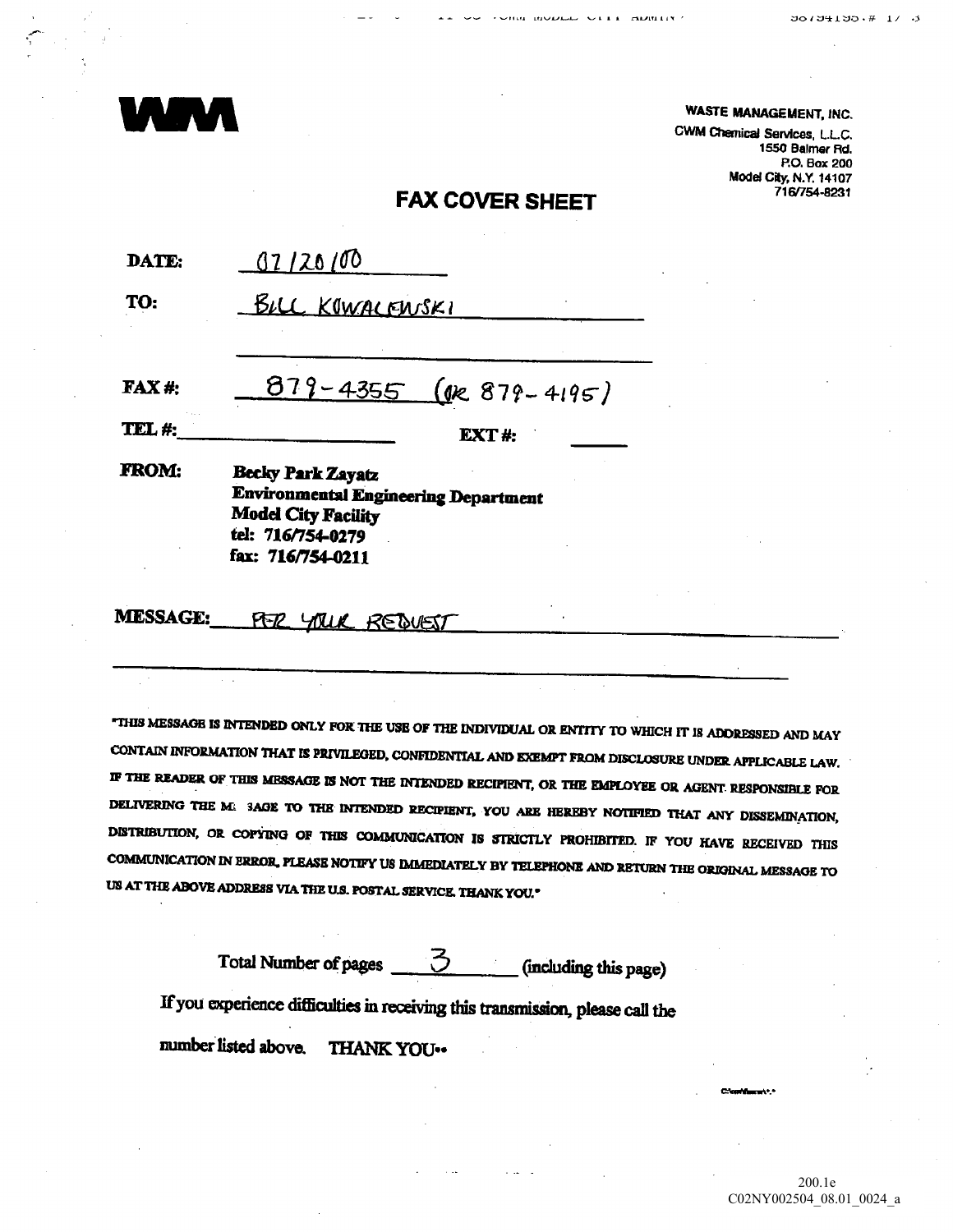**WM**

**WASTE MANAGEMENT, INC.**
CWM Chemical Services, L.L.C.
1550 Balmer Rd.
P.O. Box 200
Model City, N.Y. 14107
716/754-8231

# FAX COVER SHEET

**DATE:** 07/20/00

**TO:** BILL KOWALEWSKI

**FAX #:** 879-4355 (OR 879-4195)

**TEL #:** ____________ **EXT #:** ______

**FROM:** **Becky Park Zayatz**
**Environmental Engineering Department**
**Model City Facility**
**tel: 716/754-0279**
**fax: 716/754-0211**

**MESSAGE:** PER YOUR REQUEST

"THIS MESSAGE IS INTENDED ONLY FOR THE USE OF THE INDIVIDUAL OR ENTITY TO WHICH IT IS ADDRESSED AND MAY CONTAIN INFORMATION THAT IS PRIVILEGED, CONFIDENTIAL AND EXEMPT FROM DISCLOSURE UNDER APPLICABLE LAW. IF THE READER OF THIS MESSAGE IS NOT THE INTENDED RECIPIENT, OR THE EMPLOYEE OR AGENT RESPONSIBLE FOR DELIVERING THE MESSAGE TO THE INTENDED RECIPIENT, YOU ARE HEREBY NOTIFIED THAT ANY DISSEMINATION, DISTRIBUTION, OR COPYING OF THIS COMMUNICATION IS STRICTLY PROHIBITED. IF YOU HAVE RECEIVED THIS COMMUNICATION IN ERROR, PLEASE NOTIFY US IMMEDIATELY BY TELEPHONE AND RETURN THE ORIGINAL MESSAGE TO US AT THE ABOVE ADDRESS VIA THE U.S. POSTAL SERVICE. THANK YOU."

Total Number of pages 3 (including this page)

If you experience difficulties in receiving this transmission, please call the number listed above. **THANK YOU**

200.1e
C02NY002504_08.01_0024_a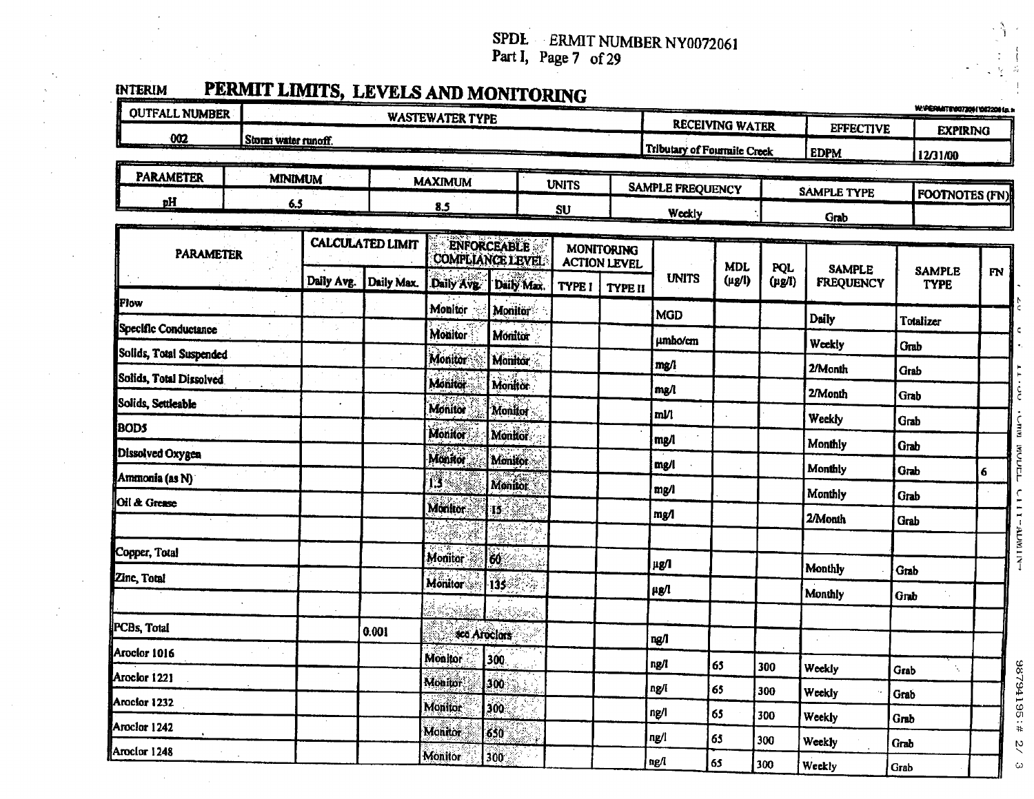SPDES PERMIT NUMBER NY0072061
Part I, Page 7 of 29

# INTERIM PERMIT LIMITS, LEVELS AND MONITORING

| OUTFALL NUMBER | WASTEWATER TYPE | RECEIVING WATER | EFFECTIVE | EXPIRING |
|---|---|---|---|---|
| 002 | Storm water runoff. | Tributary of Fourmile Creek | EDPM | 12/31/00 |

| PARAMETER | MINIMUM | MAXIMUM | UNITS | SAMPLE FREQUENCY | SAMPLE TYPE | FOOTNOTES (FN) |
|---|---|---|---|---|---|---|
| pH | 6.5 | 8.5 | SU | Weekly | Grab | |

| PARAMETER | CALCULATED LIMIT | | ENFORCEABLE COMPLIANCE LEVEL | | MONITORING ACTION LEVEL | | UNITS | MDL (µg/l) | PQL (µg/l) | SAMPLE FREQUENCY | SAMPLE TYPE | FN |
|---|---|---|---|---|---|---|---|---|---|---|---|---|
| | Daily Avg. | Daily Max. | Daily Avg. | Daily Max. | TYPE I | TYPE II | | | | | | |
| Flow | | | Monitor | Monitor | | | MGD | | | Daily | Totalizer | |
| Specific Conductance | | | Monitor | Monitor | | | µmho/cm | | | Weekly | Grab | |
| Solids, Total Suspended | | | Monitor | Monitor | | | mg/l | | | 2/Month | Grab | |
| Solids, Total Dissolved | | | Monitor | Monitor | | | mg/l | | | 2/Month | Grab | |
| Solids, Settleable | | | Monitor | Monitor | | | ml/l | | | Weekly | Grab | |
| BOD5 | | | Monitor | Monitor | | | mg/l | | | Monthly | Grab | |
| Dissolved Oxygen | | | Monitor | Monitor | | | mg/l | | | Monthly | Grab | 6 |
| Ammonia (as N) | | | 1.5 | Monitor | | | mg/l | | | Monthly | Grab | |
| Oil & Grease | | | Monitor | 15 | | | mg/l | | | 2/Month | Grab | |
| | | | | | | | | | | | | |
| Copper, Total | | | Monitor | 60 | | | µg/l | | | Monthly | Grab | |
| Zinc, Total | | | Monitor | 135 | | | µg/l | | | Monthly | Grab | |
| | | | | | | | | | | | | |
| PCBs, Total | | 0.001 | see Aroclors | | | | ng/l | | | | | |
| Aroclor 1016 | | | Monitor | 300 | | | ng/l | 65 | 300 | Weekly | Grab | |
| Aroclor 1221 | | | Monitor | 300 | | | ng/l | 65 | 300 | Weekly | Grab | |
| Aroclor 1232 | | | Monitor | 300 | | | ng/l | 65 | 300 | Weekly | Grab | |
| Aroclor 1242 | | | Monitor | 650 | | | ng/l | 65 | 300 | Weekly | Grab | |
| Aroclor 1248 | | | Monitor | 300 | | | ng/l | 65 | 300 | Weekly | Grab | |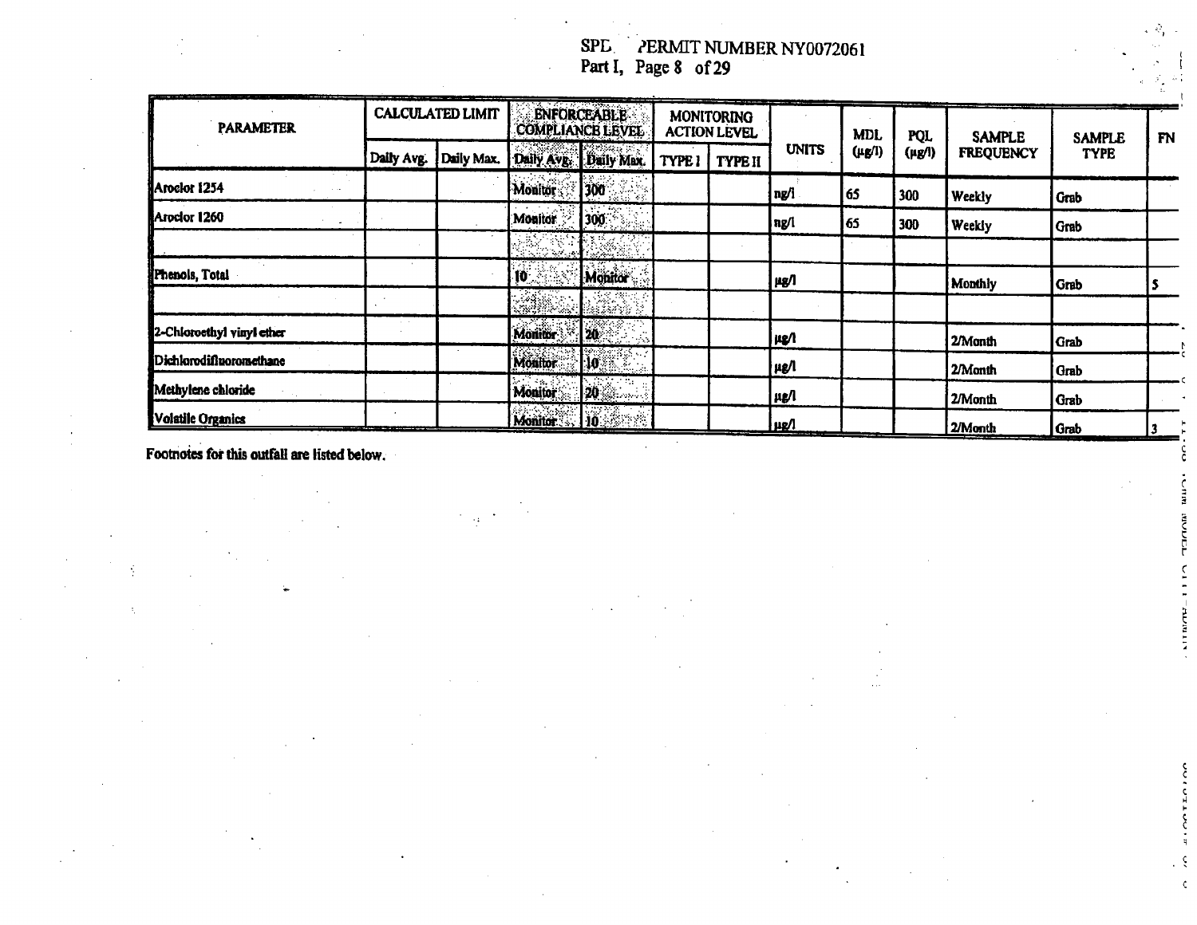SPDES PERMIT NUMBER NY0072061
Part I, Page 8 of 29

| PARAMETER | CALCULATED LIMIT | | ENFORCEABLE COMPLIANCE LEVEL | | MONITORING ACTION LEVEL | | UNITS | MDL (µg/l) | PQL (µg/l) | SAMPLE FREQUENCY | SAMPLE TYPE | FN |
|---|---|---|---|---|---|---|---|---|---|---|---|---|
| | Daily Avg. | Daily Max. | Daily Avg. | Daily Max. | TYPE I | TYPE II | | | | | | |
| Aroclor 1254 | | | Monitor | 300 | | | ng/l | 65 | 300 | Weekly | Grab | |
| Aroclor 1260 | | | Monitor | 300 | | | ng/l | 65 | 300 | Weekly | Grab | |
| | | | | | | | | | | | | |
| Phenols, Total | | | 10 | Monitor | | | µg/l | | | Monthly | Grab | 5 |
| | | | | | | | | | | | | |
| 2-Chloroethyl vinyl ether | | | Monitor | 20 | | | µg/l | | | 2/Month | Grab | |
| Dichlorodifluoromethane | | | Monitor | 10 | | | µg/l | | | 2/Month | Grab | |
| Methylene chloride | | | Monitor | 20 | | | µg/l | | | 2/Month | Grab | |
| Volatile Organics | | | Monitor | 10 | | | µg/l | | | 2/Month | Grab | 3 |

Footnotes for this outfall are listed below.